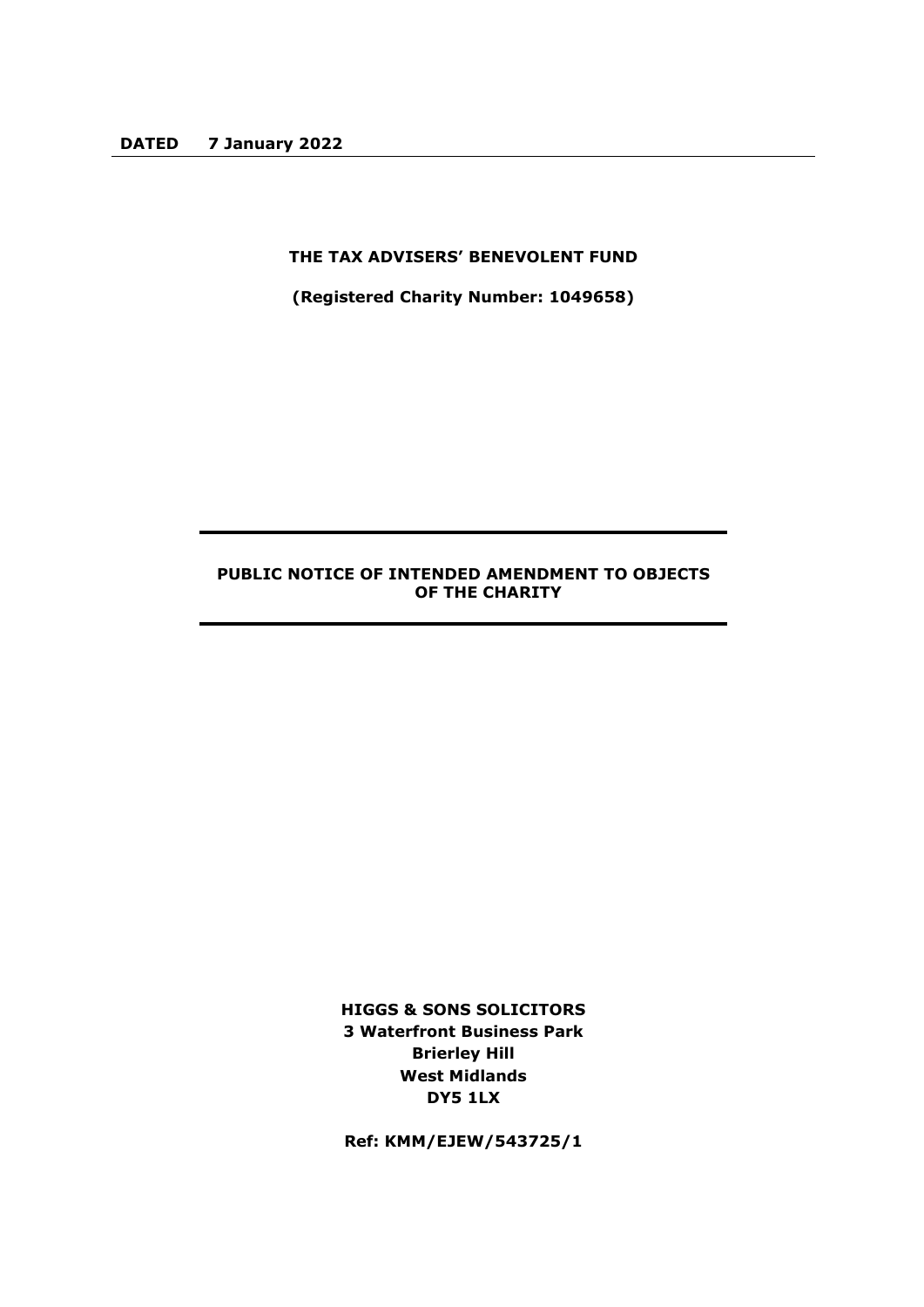**DATED 7 January 2022**

---

**THE TAX ADVISERS' BENEVOLENT FUND**

**(Registered Charity Number: 1049658)**

---

# PUBLIC NOTICE OF INTENDED AMENDMENT TO OBJECTS OF THE CHARITY

---

**HIGGS & SONS SOLICITORS**
**3 Waterfront Business Park**
**Brierley Hill**
**West Midlands**
**DY5 1LX**

**Ref: KMM/EJEW/543725/1**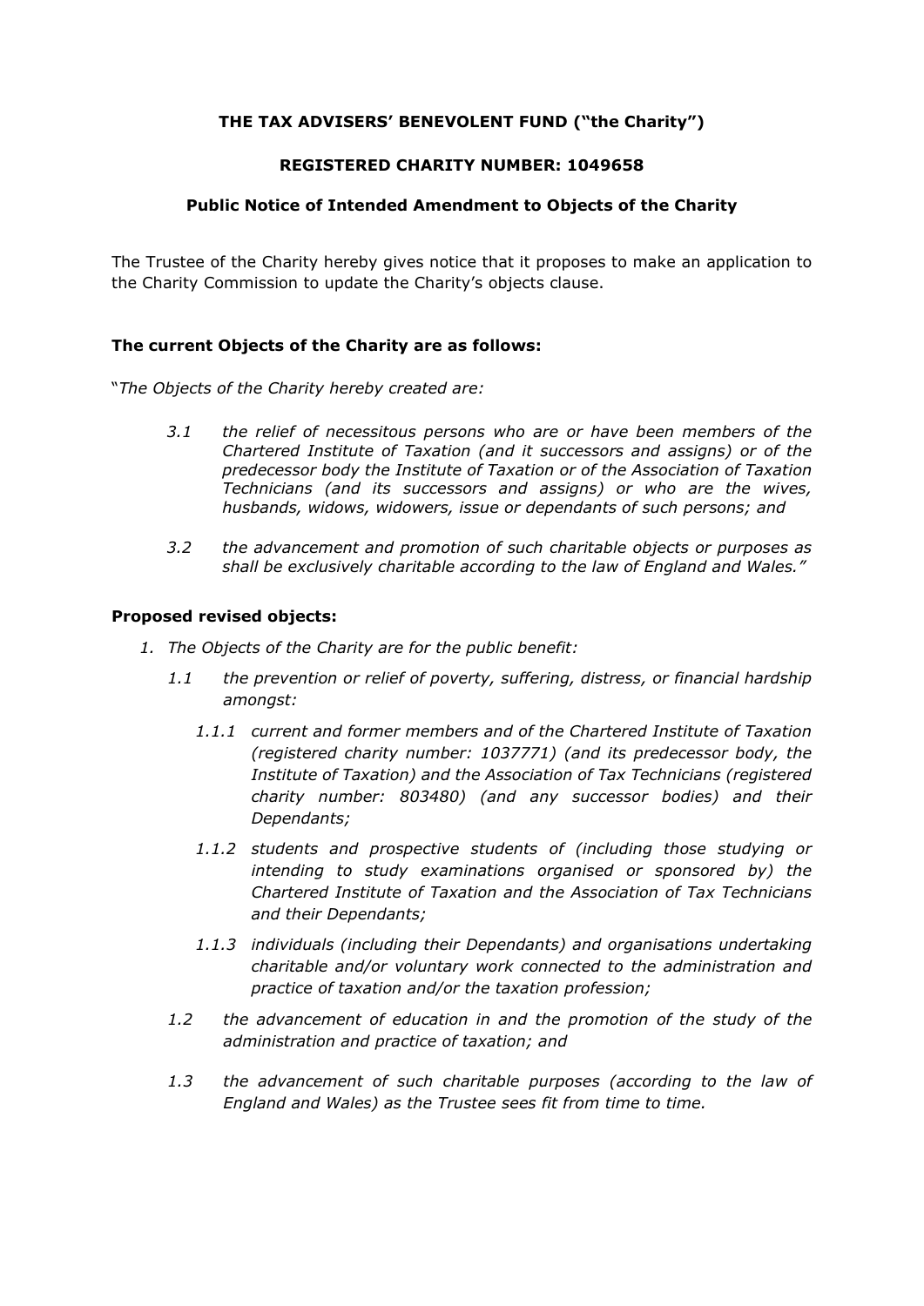**THE TAX ADVISERS' BENEVOLENT FUND ("the Charity")**

**REGISTERED CHARITY NUMBER: 1049658**

**Public Notice of Intended Amendment to Objects of the Charity**

The Trustee of the Charity hereby gives notice that it proposes to make an application to the Charity Commission to update the Charity's objects clause.

**The current Objects of the Charity are as follows:**

"*The Objects of the Charity hereby created are:*

> *3.1 the relief of necessitous persons who are or have been members of the Chartered Institute of Taxation (and it successors and assigns) or of the predecessor body the Institute of Taxation or of the Association of Taxation Technicians (and its successors and assigns) or who are the wives, husbands, widows, widowers, issue or dependants of such persons; and*
>
> *3.2 the advancement and promotion of such charitable objects or purposes as shall be exclusively charitable according to the law of England and Wales."*

**Proposed revised objects:**

1. *The Objects of the Charity are for the public benefit:*
   - *1.1 the prevention or relief of poverty, suffering, distress, or financial hardship amongst:*
     - *1.1.1 current and former members and of the Chartered Institute of Taxation (registered charity number: 1037771) (and its predecessor body, the Institute of Taxation) and the Association of Tax Technicians (registered charity number: 803480) (and any successor bodies) and their Dependants;*
     - *1.1.2 students and prospective students of (including those studying or intending to study examinations organised or sponsored by) the Chartered Institute of Taxation and the Association of Tax Technicians and their Dependants;*
     - *1.1.3 individuals (including their Dependants) and organisations undertaking charitable and/or voluntary work connected to the administration and practice of taxation and/or the taxation profession;*
   - *1.2 the advancement of education in and the promotion of the study of the administration and practice of taxation; and*
   - *1.3 the advancement of such charitable purposes (according to the law of England and Wales) as the Trustee sees fit from time to time.*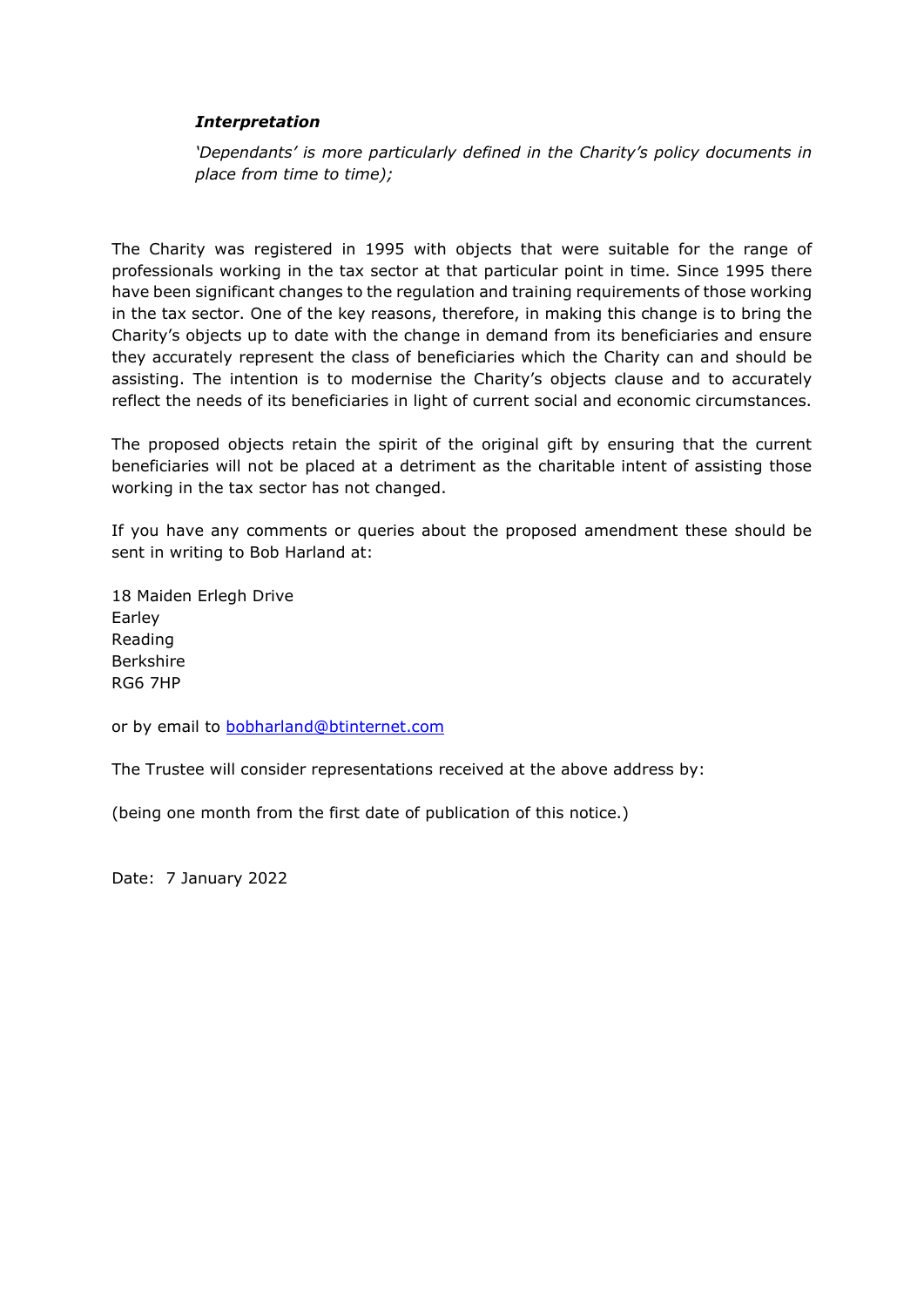***Interpretation***

*'Dependants' is more particularly defined in the Charity's policy documents in place from time to time);*

The Charity was registered in 1995 with objects that were suitable for the range of professionals working in the tax sector at that particular point in time. Since 1995 there have been significant changes to the regulation and training requirements of those working in the tax sector. One of the key reasons, therefore, in making this change is to bring the Charity's objects up to date with the change in demand from its beneficiaries and ensure they accurately represent the class of beneficiaries which the Charity can and should be assisting. The intention is to modernise the Charity's objects clause and to accurately reflect the needs of its beneficiaries in light of current social and economic circumstances.

The proposed objects retain the spirit of the original gift by ensuring that the current beneficiaries will not be placed at a detriment as the charitable intent of assisting those working in the tax sector has not changed.

If you have any comments or queries about the proposed amendment these should be sent in writing to Bob Harland at:

18 Maiden Erlegh Drive
Earley
Reading
Berkshire
RG6 7HP

or by email to bobharland@btinternet.com

The Trustee will consider representations received at the above address by:

(being one month from the first date of publication of this notice.)

Date: 7 January 2022